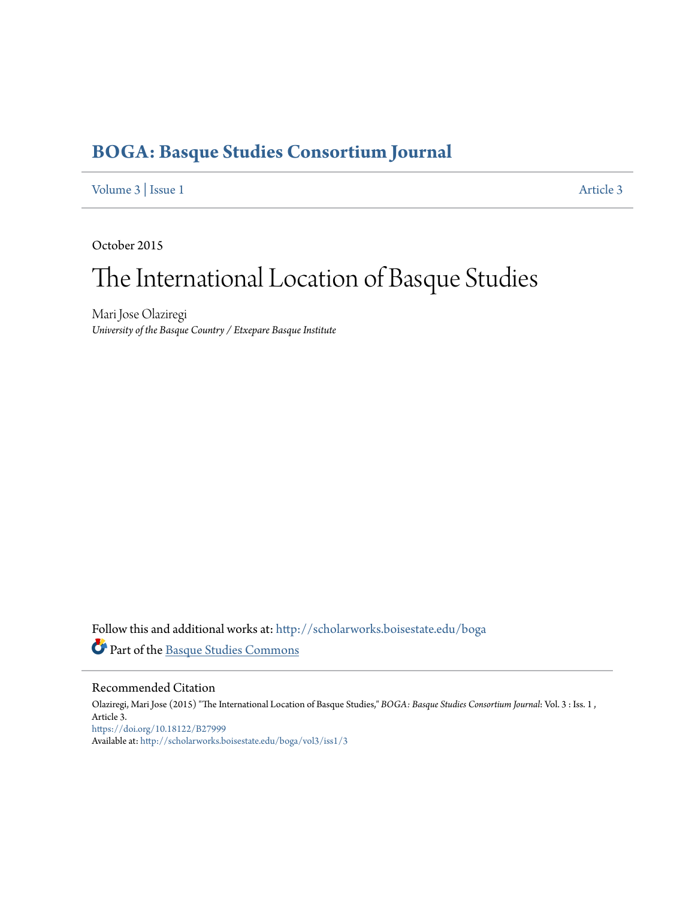# BOGA: Basque Studies Consortium Journal

Volume 3 | Issue 1 Article 3

October 2015

# The International Location of Basque Studies

Mari Jose Olaziregi
*University of the Basque Country / Etxepare Basque Institute*

Follow this and additional works at: http://scholarworks.boisestate.edu/boga

Part of the Basque Studies Commons

## Recommended Citation

Olaziregi, Mari Jose (2015) "The International Location of Basque Studies," *BOGA: Basque Studies Consortium Journal*: Vol. 3 : Iss. 1 , Article 3.
https://doi.org/10.18122/B27999
Available at: http://scholarworks.boisestate.edu/boga/vol3/iss1/3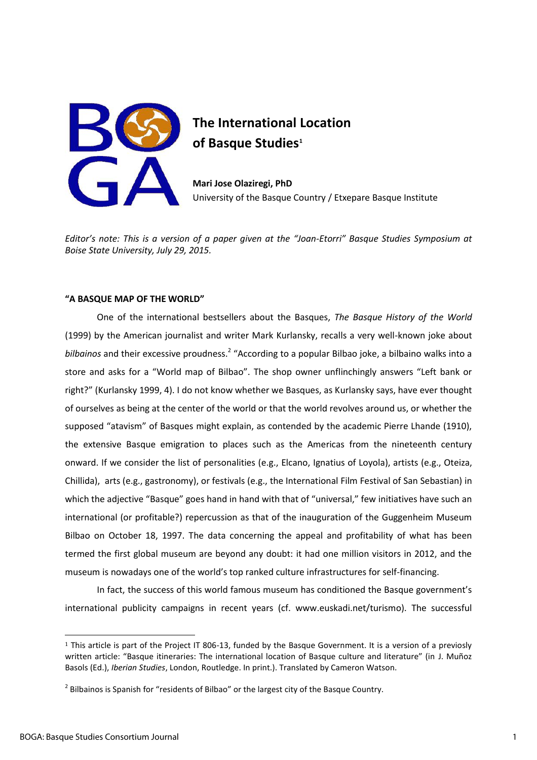# The International Location of Basque Studies[1]

**Mari Jose Olaziregi, PhD**
University of the Basque Country / Etxepare Basque Institute

*Editor's note: This is a version of a paper given at the "Joan-Etorri" Basque Studies Symposium at Boise State University, July 29, 2015.*

## "A BASQUE MAP OF THE WORLD"

One of the international bestsellers about the Basques, *The Basque History of the World* (1999) by the American journalist and writer Mark Kurlansky, recalls a very well-known joke about *bilbainos* and their excessive proudness.[2] "According to a popular Bilbao joke, a bilbaino walks into a store and asks for a "World map of Bilbao". The shop owner unflinchingly answers "Left bank or right?" (Kurlansky 1999, 4). I do not know whether we Basques, as Kurlansky says, have ever thought of ourselves as being at the center of the world or that the world revolves around us, or whether the supposed "atavism" of Basques might explain, as contended by the academic Pierre Lhande (1910), the extensive Basque emigration to places such as the Americas from the nineteenth century onward. If we consider the list of personalities (e.g., Elcano, Ignatius of Loyola), artists (e.g., Oteiza, Chillida), arts (e.g., gastronomy), or festivals (e.g., the International Film Festival of San Sebastian) in which the adjective "Basque" goes hand in hand with that of "universal," few initiatives have such an international (or profitable?) repercussion as that of the inauguration of the Guggenheim Museum Bilbao on October 18, 1997. The data concerning the appeal and profitability of what has been termed the first global museum are beyond any doubt: it had one million visitors in 2012, and the museum is nowadays one of the world's top ranked culture infrastructures for self-financing.

In fact, the success of this world famous museum has conditioned the Basque government's international publicity campaigns in recent years (cf. www.euskadi.net/turismo). The successful

---

[1] This article is part of the Project IT 806-13, funded by the Basque Government. It is a version of a previously written article: "Basque itineraries: The international location of Basque culture and literature" (in J. Muñoz Basols (Ed.), *Iberian Studies*, London, Routledge. In print.). Translated by Cameron Watson.

[2] Bilbainos is Spanish for "residents of Bilbao" or the largest city of the Basque Country.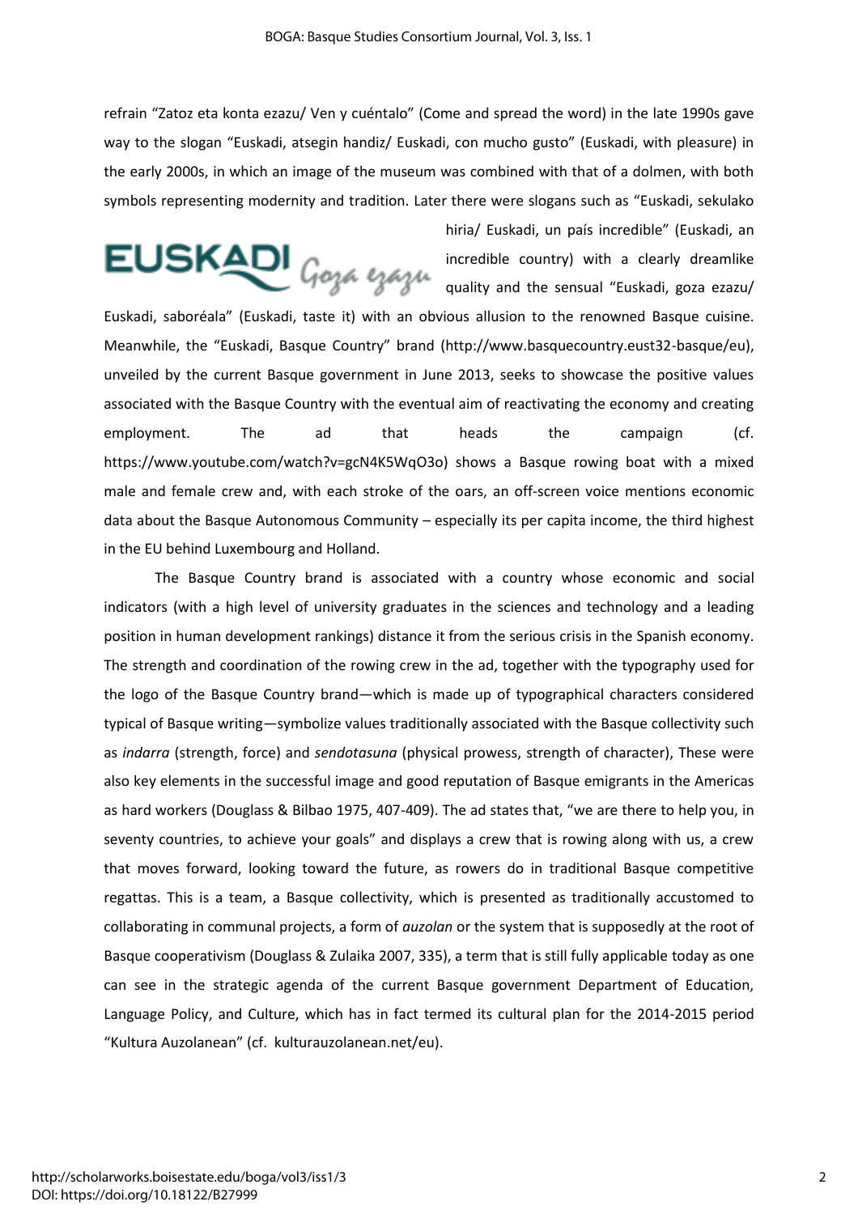refrain "Zatoz eta konta ezazu/ Ven y cuéntalo" (Come and spread the word) in the late 1990s gave way to the slogan "Euskadi, atsegin handiz/ Euskadi, con mucho gusto" (Euskadi, with pleasure) in the early 2000s, in which an image of the museum was combined with that of a dolmen, with both symbols representing modernity and tradition. Later there were slogans such as "Euskadi, sekulako hiria/ Euskadi, un país incredible" (Euskadi, an incredible country) with a clearly dreamlike quality and the sensual "Euskadi, goza ezazu/ Euskadi, saboréala" (Euskadi, taste it) with an obvious allusion to the renowned Basque cuisine. Meanwhile, the "Euskadi, Basque Country" brand (http://www.basquecountry.eust32-basque/eu), unveiled by the current Basque government in June 2013, seeks to showcase the positive values associated with the Basque Country with the eventual aim of reactivating the economy and creating employment. The ad that heads the campaign (cf. https://www.youtube.com/watch?v=gcN4K5WqO3o) shows a Basque rowing boat with a mixed male and female crew and, with each stroke of the oars, an off-screen voice mentions economic data about the Basque Autonomous Community – especially its per capita income, the third highest in the EU behind Luxembourg and Holland.

The Basque Country brand is associated with a country whose economic and social indicators (with a high level of university graduates in the sciences and technology and a leading position in human development rankings) distance it from the serious crisis in the Spanish economy. The strength and coordination of the rowing crew in the ad, together with the typography used for the logo of the Basque Country brand—which is made up of typographical characters considered typical of Basque writing—symbolize values traditionally associated with the Basque collectivity such as *indarra* (strength, force) and *sendotasuna* (physical prowess, strength of character), These were also key elements in the successful image and good reputation of Basque emigrants in the Americas as hard workers (Douglass & Bilbao 1975, 407-409). The ad states that, "we are there to help you, in seventy countries, to achieve your goals" and displays a crew that is rowing along with us, a crew that moves forward, looking toward the future, as rowers do in traditional Basque competitive regattas. This is a team, a Basque collectivity, which is presented as traditionally accustomed to collaborating in communal projects, a form of *auzolan* or the system that is supposedly at the root of Basque cooperativism (Douglass & Zulaika 2007, 335), a term that is still fully applicable today as one can see in the strategic agenda of the current Basque government Department of Education, Language Policy, and Culture, which has in fact termed its cultural plan for the 2014-2015 period "Kultura Auzolanean" (cf. kulturauzolanean.net/eu).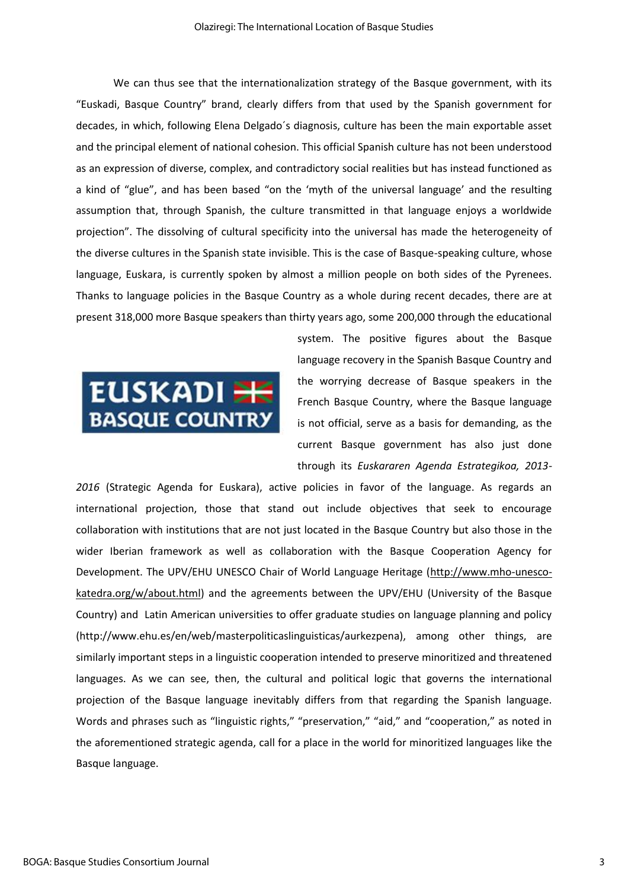We can thus see that the internationalization strategy of the Basque government, with its "Euskadi, Basque Country" brand, clearly differs from that used by the Spanish government for decades, in which, following Elena Delgado´s diagnosis, culture has been the main exportable asset and the principal element of national cohesion. This official Spanish culture has not been understood as an expression of diverse, complex, and contradictory social realities but has instead functioned as a kind of "glue", and has been based "on the 'myth of the universal language' and the resulting assumption that, through Spanish, the culture transmitted in that language enjoys a worldwide projection". The dissolving of cultural specificity into the universal has made the heterogeneity of the diverse cultures in the Spanish state invisible. This is the case of Basque-speaking culture, whose language, Euskara, is currently spoken by almost a million people on both sides of the Pyrenees. Thanks to language policies in the Basque Country as a whole during recent decades, there are at present 318,000 more Basque speakers than thirty years ago, some 200,000 through the educational system. The positive figures about the Basque language recovery in the Spanish Basque Country and the worrying decrease of Basque speakers in the French Basque Country, where the Basque language is not official, serve as a basis for demanding, as the current Basque government has also just done through its *Euskararen Agenda Estrategikoa, 2013-2016* (Strategic Agenda for Euskara), active policies in favor of the language. As regards an international projection, those that stand out include objectives that seek to encourage collaboration with institutions that are not just located in the Basque Country but also those in the wider Iberian framework as well as collaboration with the Basque Cooperation Agency for Development. The UPV/EHU UNESCO Chair of World Language Heritage (http://www.mho-unesco-katedra.org/w/about.html) and the agreements between the UPV/EHU (University of the Basque Country) and Latin American universities to offer graduate studies on language planning and policy (http://www.ehu.es/en/web/masterpoliticaslinguisticas/aurkezpena), among other things, are similarly important steps in a linguistic cooperation intended to preserve minoritized and threatened languages. As we can see, then, the cultural and political logic that governs the international projection of the Basque language inevitably differs from that regarding the Spanish language. Words and phrases such as "linguistic rights," "preservation," "aid," and "cooperation," as noted in the aforementioned strategic agenda, call for a place in the world for minoritized languages like the Basque language.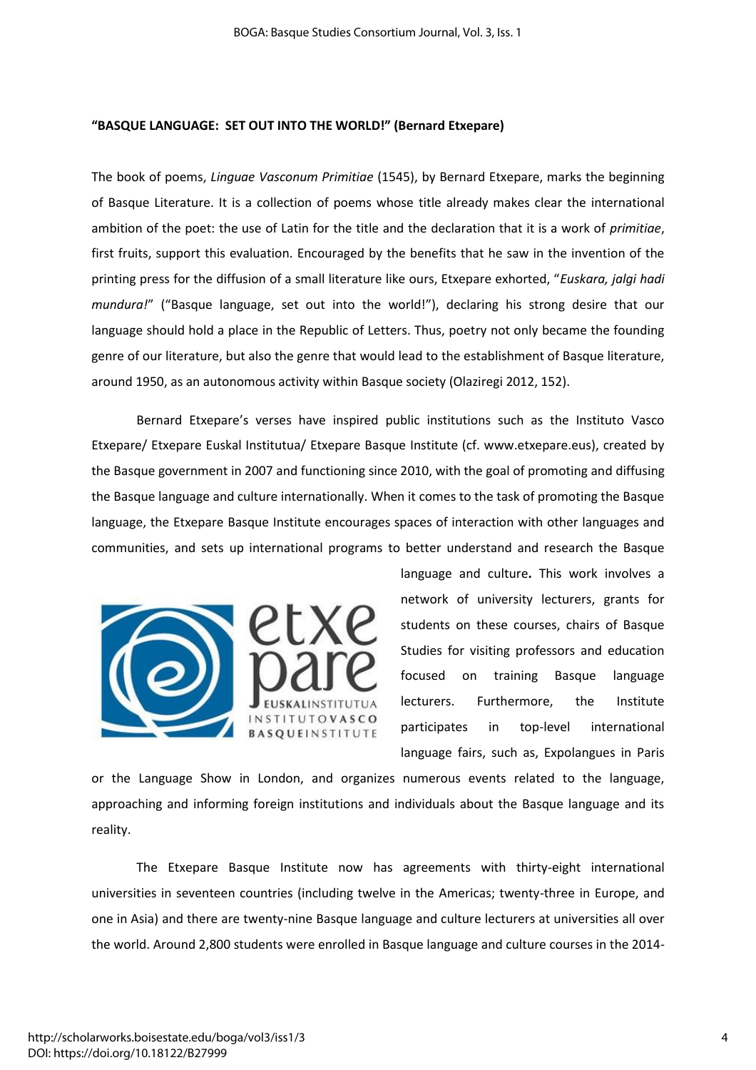**"BASQUE LANGUAGE: SET OUT INTO THE WORLD!" (Bernard Etxepare)**

The book of poems, *Linguae Vasconum Primitiae* (1545), by Bernard Etxepare, marks the beginning of Basque Literature. It is a collection of poems whose title already makes clear the international ambition of the poet: the use of Latin for the title and the declaration that it is a work of *primitiae*, first fruits, support this evaluation. Encouraged by the benefits that he saw in the invention of the printing press for the diffusion of a small literature like ours, Etxepare exhorted, "*Euskara, jalgi hadi mundura!*" ("Basque language, set out into the world!"), declaring his strong desire that our language should hold a place in the Republic of Letters. Thus, poetry not only became the founding genre of our literature, but also the genre that would lead to the establishment of Basque literature, around 1950, as an autonomous activity within Basque society (Olaziregi 2012, 152).

Bernard Etxepare's verses have inspired public institutions such as the Instituto Vasco Etxepare/ Etxepare Euskal Institutua/ Etxepare Basque Institute (cf. www.etxepare.eus), created by the Basque government in 2007 and functioning since 2010, with the goal of promoting and diffusing the Basque language and culture internationally. When it comes to the task of promoting the Basque language, the Etxepare Basque Institute encourages spaces of interaction with other languages and communities, and sets up international programs to better understand and research the Basque language and culture**.** This work involves a network of university lecturers, grants for students on these courses, chairs of Basque Studies for visiting professors and education focused on training Basque language lecturers. Furthermore, the Institute participates in top-level international language fairs, such as, Expolangues in Paris or the Language Show in London, and organizes numerous events related to the language, approaching and informing foreign institutions and individuals about the Basque language and its reality.

The Etxepare Basque Institute now has agreements with thirty-eight international universities in seventeen countries (including twelve in the Americas; twenty-three in Europe, and one in Asia) and there are twenty-nine Basque language and culture lecturers at universities all over the world. Around 2,800 students were enrolled in Basque language and culture courses in the 2014-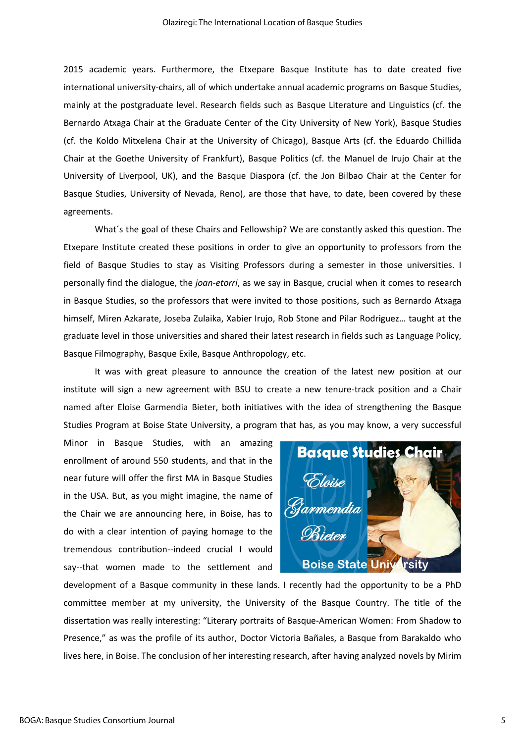2015 academic years. Furthermore, the Etxepare Basque Institute has to date created five international university-chairs, all of which undertake annual academic programs on Basque Studies, mainly at the postgraduate level. Research fields such as Basque Literature and Linguistics (cf. the Bernardo Atxaga Chair at the Graduate Center of the City University of New York), Basque Studies (cf. the Koldo Mitxelena Chair at the University of Chicago), Basque Arts (cf. the Eduardo Chillida Chair at the Goethe University of Frankfurt), Basque Politics (cf. the Manuel de Irujo Chair at the University of Liverpool, UK), and the Basque Diaspora (cf. the Jon Bilbao Chair at the Center for Basque Studies, University of Nevada, Reno), are those that have, to date, been covered by these agreements.

What´s the goal of these Chairs and Fellowship? We are constantly asked this question. The Etxepare Institute created these positions in order to give an opportunity to professors from the field of Basque Studies to stay as Visiting Professors during a semester in those universities. I personally find the dialogue, the *joan-etorri*, as we say in Basque, crucial when it comes to research in Basque Studies, so the professors that were invited to those positions, such as Bernardo Atxaga himself, Miren Azkarate, Joseba Zulaika, Xabier Irujo, Rob Stone and Pilar Rodriguez… taught at the graduate level in those universities and shared their latest research in fields such as Language Policy, Basque Filmography, Basque Exile, Basque Anthropology, etc.

It was with great pleasure to announce the creation of the latest new position at our institute will sign a new agreement with BSU to create a new tenure-track position and a Chair named after Eloise Garmendia Bieter, both initiatives with the idea of strengthening the Basque Studies Program at Boise State University, a program that has, as you may know, a very successful Minor in Basque Studies, with an amazing enrollment of around 550 students, and that in the near future will offer the first MA in Basque Studies in the USA. But, as you might imagine, the name of the Chair we are announcing here, in Boise, has to do with a clear intention of paying homage to the tremendous contribution--indeed crucial I would say--that women made to the settlement and development of a Basque community in these lands. I recently had the opportunity to be a PhD committee member at my university, the University of the Basque Country. The title of the dissertation was really interesting: "Literary portraits of Basque-American Women: From Shadow to Presence," as was the profile of its author, Doctor Victoria Bañales, a Basque from Barakaldo who lives here, in Boise. The conclusion of her interesting research, after having analyzed novels by Mirim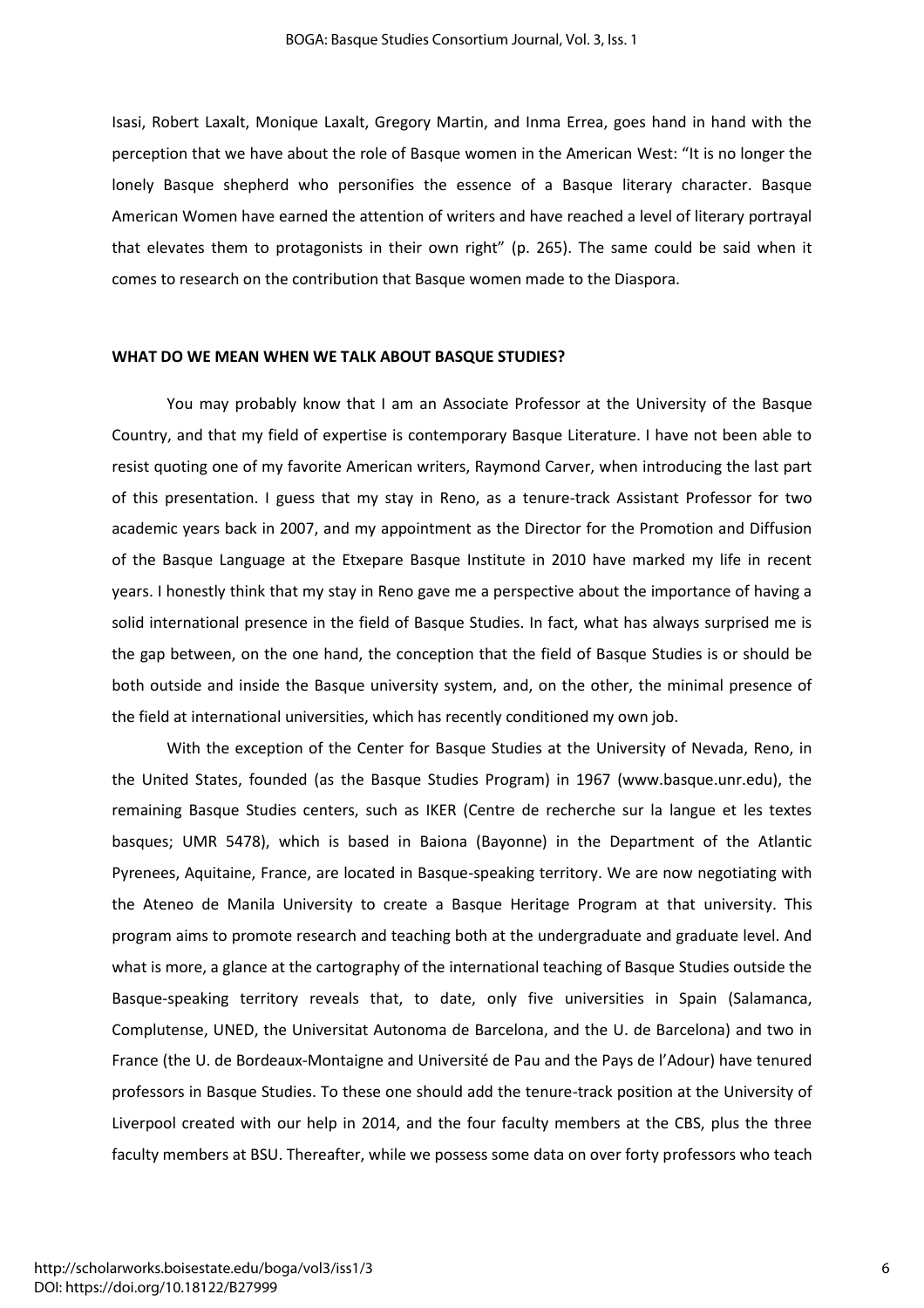Isasi, Robert Laxalt, Monique Laxalt, Gregory Martin, and Inma Errea, goes hand in hand with the perception that we have about the role of Basque women in the American West: "It is no longer the lonely Basque shepherd who personifies the essence of a Basque literary character. Basque American Women have earned the attention of writers and have reached a level of literary portrayal that elevates them to protagonists in their own right" (p. 265). The same could be said when it comes to research on the contribution that Basque women made to the Diaspora.

## WHAT DO WE MEAN WHEN WE TALK ABOUT BASQUE STUDIES?

You may probably know that I am an Associate Professor at the University of the Basque Country, and that my field of expertise is contemporary Basque Literature. I have not been able to resist quoting one of my favorite American writers, Raymond Carver, when introducing the last part of this presentation. I guess that my stay in Reno, as a tenure-track Assistant Professor for two academic years back in 2007, and my appointment as the Director for the Promotion and Diffusion of the Basque Language at the Etxepare Basque Institute in 2010 have marked my life in recent years. I honestly think that my stay in Reno gave me a perspective about the importance of having a solid international presence in the field of Basque Studies. In fact, what has always surprised me is the gap between, on the one hand, the conception that the field of Basque Studies is or should be both outside and inside the Basque university system, and, on the other, the minimal presence of the field at international universities, which has recently conditioned my own job.

With the exception of the Center for Basque Studies at the University of Nevada, Reno, in the United States, founded (as the Basque Studies Program) in 1967 (www.basque.unr.edu), the remaining Basque Studies centers, such as IKER (Centre de recherche sur la langue et les textes basques; UMR 5478), which is based in Baiona (Bayonne) in the Department of the Atlantic Pyrenees, Aquitaine, France, are located in Basque-speaking territory. We are now negotiating with the Ateneo de Manila University to create a Basque Heritage Program at that university. This program aims to promote research and teaching both at the undergraduate and graduate level. And what is more, a glance at the cartography of the international teaching of Basque Studies outside the Basque-speaking territory reveals that, to date, only five universities in Spain (Salamanca, Complutense, UNED, the Universitat Autonoma de Barcelona, and the U. de Barcelona) and two in France (the U. de Bordeaux-Montaigne and Université de Pau and the Pays de l'Adour) have tenured professors in Basque Studies. To these one should add the tenure-track position at the University of Liverpool created with our help in 2014, and the four faculty members at the CBS, plus the three faculty members at BSU. Thereafter, while we possess some data on over forty professors who teach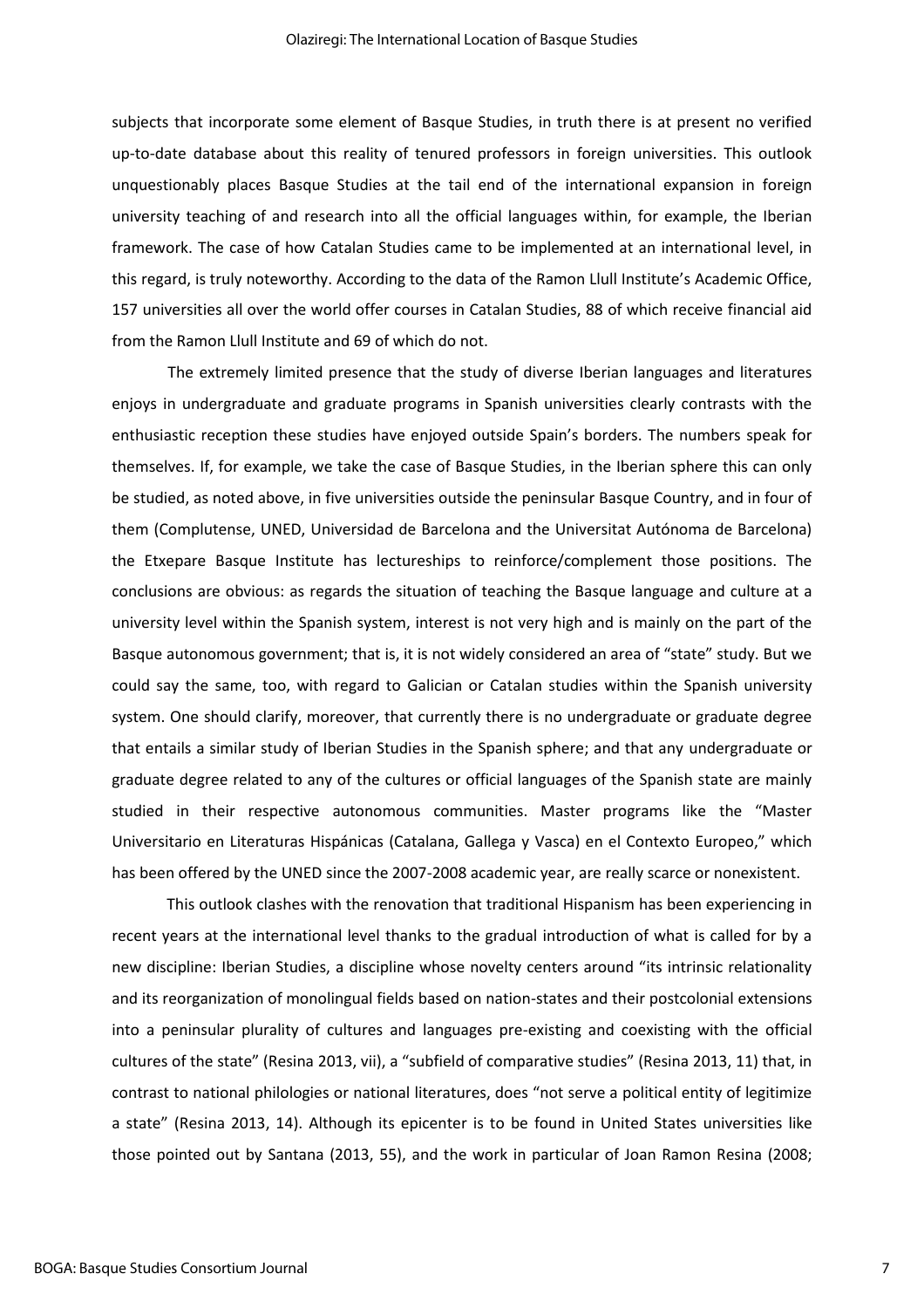subjects that incorporate some element of Basque Studies, in truth there is at present no verified up-to-date database about this reality of tenured professors in foreign universities. This outlook unquestionably places Basque Studies at the tail end of the international expansion in foreign university teaching of and research into all the official languages within, for example, the Iberian framework. The case of how Catalan Studies came to be implemented at an international level, in this regard, is truly noteworthy. According to the data of the Ramon Llull Institute's Academic Office, 157 universities all over the world offer courses in Catalan Studies, 88 of which receive financial aid from the Ramon Llull Institute and 69 of which do not.

The extremely limited presence that the study of diverse Iberian languages and literatures enjoys in undergraduate and graduate programs in Spanish universities clearly contrasts with the enthusiastic reception these studies have enjoyed outside Spain's borders. The numbers speak for themselves. If, for example, we take the case of Basque Studies, in the Iberian sphere this can only be studied, as noted above, in five universities outside the peninsular Basque Country, and in four of them (Complutense, UNED, Universidad de Barcelona and the Universitat Autónoma de Barcelona) the Etxepare Basque Institute has lectureships to reinforce/complement those positions. The conclusions are obvious: as regards the situation of teaching the Basque language and culture at a university level within the Spanish system, interest is not very high and is mainly on the part of the Basque autonomous government; that is, it is not widely considered an area of "state" study. But we could say the same, too, with regard to Galician or Catalan studies within the Spanish university system. One should clarify, moreover, that currently there is no undergraduate or graduate degree that entails a similar study of Iberian Studies in the Spanish sphere; and that any undergraduate or graduate degree related to any of the cultures or official languages of the Spanish state are mainly studied in their respective autonomous communities. Master programs like the "Master Universitario en Literaturas Hispánicas (Catalana, Gallega y Vasca) en el Contexto Europeo," which has been offered by the UNED since the 2007-2008 academic year, are really scarce or nonexistent.

This outlook clashes with the renovation that traditional Hispanism has been experiencing in recent years at the international level thanks to the gradual introduction of what is called for by a new discipline: Iberian Studies, a discipline whose novelty centers around "its intrinsic relationality and its reorganization of monolingual fields based on nation-states and their postcolonial extensions into a peninsular plurality of cultures and languages pre-existing and coexisting with the official cultures of the state" (Resina 2013, vii), a "subfield of comparative studies" (Resina 2013, 11) that, in contrast to national philologies or national literatures, does "not serve a political entity of legitimize a state" (Resina 2013, 14). Although its epicenter is to be found in United States universities like those pointed out by Santana (2013, 55), and the work in particular of Joan Ramon Resina (2008;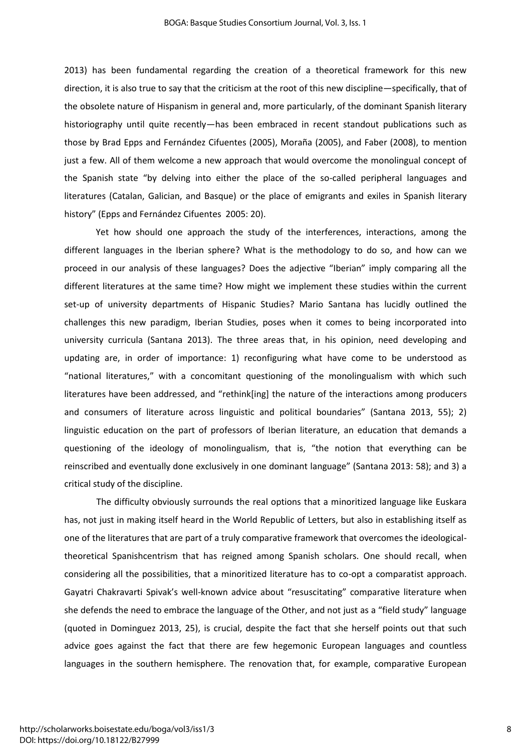2013) has been fundamental regarding the creation of a theoretical framework for this new direction, it is also true to say that the criticism at the root of this new discipline—specifically, that of the obsolete nature of Hispanism in general and, more particularly, of the dominant Spanish literary historiography until quite recently—has been embraced in recent standout publications such as those by Brad Epps and Fernández Cifuentes (2005), Moraña (2005), and Faber (2008), to mention just a few. All of them welcome a new approach that would overcome the monolingual concept of the Spanish state "by delving into either the place of the so-called peripheral languages and literatures (Catalan, Galician, and Basque) or the place of emigrants and exiles in Spanish literary history" (Epps and Fernández Cifuentes 2005: 20).

Yet how should one approach the study of the interferences, interactions, among the different languages in the Iberian sphere? What is the methodology to do so, and how can we proceed in our analysis of these languages? Does the adjective "Iberian" imply comparing all the different literatures at the same time? How might we implement these studies within the current set-up of university departments of Hispanic Studies? Mario Santana has lucidly outlined the challenges this new paradigm, Iberian Studies, poses when it comes to being incorporated into university curricula (Santana 2013). The three areas that, in his opinion, need developing and updating are, in order of importance: 1) reconfiguring what have come to be understood as "national literatures," with a concomitant questioning of the monolingualism with which such literatures have been addressed, and "rethink[ing] the nature of the interactions among producers and consumers of literature across linguistic and political boundaries" (Santana 2013, 55); 2) linguistic education on the part of professors of Iberian literature, an education that demands a questioning of the ideology of monolingualism, that is, "the notion that everything can be reinscribed and eventually done exclusively in one dominant language" (Santana 2013: 58); and 3) a critical study of the discipline.

The difficulty obviously surrounds the real options that a minoritized language like Euskara has, not just in making itself heard in the World Republic of Letters, but also in establishing itself as one of the literatures that are part of a truly comparative framework that overcomes the ideological-theoretical Spanishcentrism that has reigned among Spanish scholars. One should recall, when considering all the possibilities, that a minoritized literature has to co-opt a comparatist approach. Gayatri Chakravarti Spivak's well-known advice about "resuscitating" comparative literature when she defends the need to embrace the language of the Other, and not just as a "field study" language (quoted in Dominguez 2013, 25), is crucial, despite the fact that she herself points out that such advice goes against the fact that there are few hegemonic European languages and countless languages in the southern hemisphere. The renovation that, for example, comparative European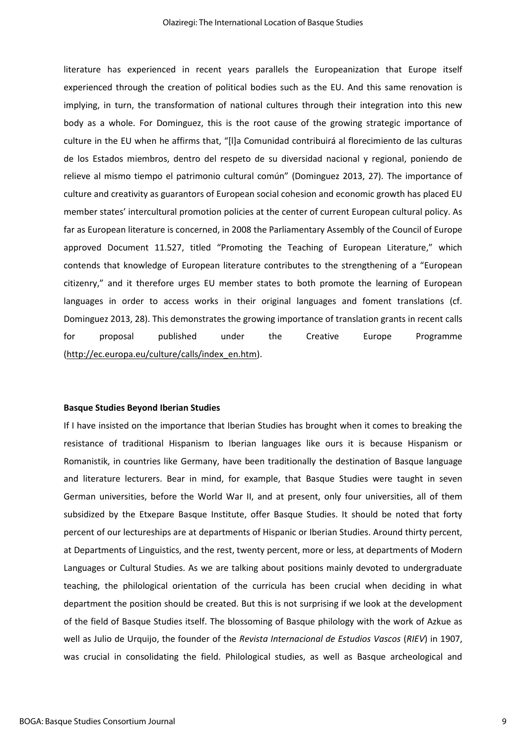literature has experienced in recent years parallels the Europeanization that Europe itself experienced through the creation of political bodies such as the EU. And this same renovation is implying, in turn, the transformation of national cultures through their integration into this new body as a whole. For Dominguez, this is the root cause of the growing strategic importance of culture in the EU when he affirms that, "[l]a Comunidad contribuirá al florecimiento de las culturas de los Estados miembros, dentro del respeto de su diversidad nacional y regional, poniendo de relieve al mismo tiempo el patrimonio cultural común" (Dominguez 2013, 27). The importance of culture and creativity as guarantors of European social cohesion and economic growth has placed EU member states' intercultural promotion policies at the center of current European cultural policy. As far as European literature is concerned, in 2008 the Parliamentary Assembly of the Council of Europe approved Document 11.527, titled "Promoting the Teaching of European Literature," which contends that knowledge of European literature contributes to the strengthening of a "European citizenry," and it therefore urges EU member states to both promote the learning of European languages in order to access works in their original languages and foment translations (cf. Dominguez 2013, 28). This demonstrates the growing importance of translation grants in recent calls for proposal published under the Creative Europe Programme (http://ec.europa.eu/culture/calls/index_en.htm).

**Basque Studies Beyond Iberian Studies**

If I have insisted on the importance that Iberian Studies has brought when it comes to breaking the resistance of traditional Hispanism to Iberian languages like ours it is because Hispanism or Romanistik, in countries like Germany, have been traditionally the destination of Basque language and literature lecturers. Bear in mind, for example, that Basque Studies were taught in seven German universities, before the World War II, and at present, only four universities, all of them subsidized by the Etxepare Basque Institute, offer Basque Studies. It should be noted that forty percent of our lectureships are at departments of Hispanic or Iberian Studies. Around thirty percent, at Departments of Linguistics, and the rest, twenty percent, more or less, at departments of Modern Languages or Cultural Studies. As we are talking about positions mainly devoted to undergraduate teaching, the philological orientation of the curricula has been crucial when deciding in what department the position should be created. But this is not surprising if we look at the development of the field of Basque Studies itself. The blossoming of Basque philology with the work of Azkue as well as Julio de Urquijo, the founder of the *Revista Internacional de Estudios Vascos* (*RIEV*) in 1907, was crucial in consolidating the field. Philological studies, as well as Basque archeological and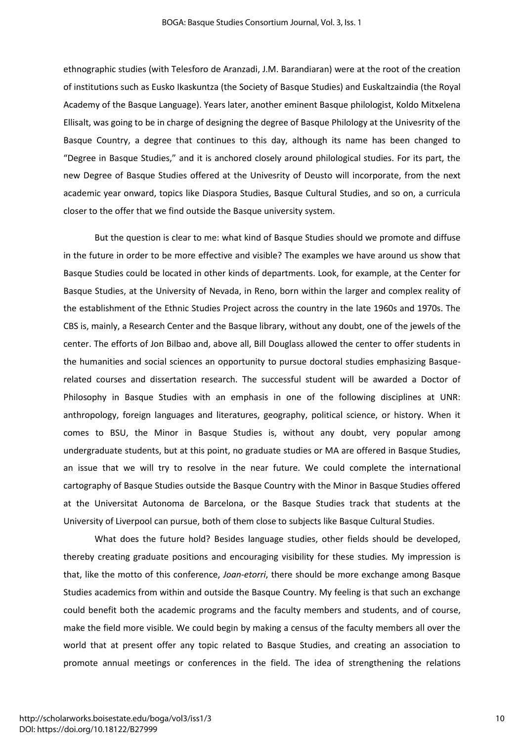ethnographic studies (with Telesforo de Aranzadi, J.M. Barandiaran) were at the root of the creation of institutions such as Eusko Ikaskuntza (the Society of Basque Studies) and Euskaltzaindia (the Royal Academy of the Basque Language). Years later, another eminent Basque philologist, Koldo Mitxelena Ellisalt, was going to be in charge of designing the degree of Basque Philology at the Univesrity of the Basque Country, a degree that continues to this day, although its name has been changed to "Degree in Basque Studies," and it is anchored closely around philological studies. For its part, the new Degree of Basque Studies offered at the Univesrity of Deusto will incorporate, from the next academic year onward, topics like Diaspora Studies, Basque Cultural Studies, and so on, a curricula closer to the offer that we find outside the Basque university system.

But the question is clear to me: what kind of Basque Studies should we promote and diffuse in the future in order to be more effective and visible? The examples we have around us show that Basque Studies could be located in other kinds of departments. Look, for example, at the Center for Basque Studies, at the University of Nevada, in Reno, born within the larger and complex reality of the establishment of the Ethnic Studies Project across the country in the late 1960s and 1970s. The CBS is, mainly, a Research Center and the Basque library, without any doubt, one of the jewels of the center. The efforts of Jon Bilbao and, above all, Bill Douglass allowed the center to offer students in the humanities and social sciences an opportunity to pursue doctoral studies emphasizing Basque-related courses and dissertation research. The successful student will be awarded a Doctor of Philosophy in Basque Studies with an emphasis in one of the following disciplines at UNR: anthropology, foreign languages and literatures, geography, political science, or history. When it comes to BSU, the Minor in Basque Studies is, without any doubt, very popular among undergraduate students, but at this point, no graduate studies or MA are offered in Basque Studies, an issue that we will try to resolve in the near future. We could complete the international cartography of Basque Studies outside the Basque Country with the Minor in Basque Studies offered at the Universitat Autonoma de Barcelona, or the Basque Studies track that students at the University of Liverpool can pursue, both of them close to subjects like Basque Cultural Studies.

What does the future hold? Besides language studies, other fields should be developed, thereby creating graduate positions and encouraging visibility for these studies. My impression is that, like the motto of this conference, *Joan-etorri*, there should be more exchange among Basque Studies academics from within and outside the Basque Country. My feeling is that such an exchange could benefit both the academic programs and the faculty members and students, and of course, make the field more visible. We could begin by making a census of the faculty members all over the world that at present offer any topic related to Basque Studies, and creating an association to promote annual meetings or conferences in the field. The idea of strengthening the relations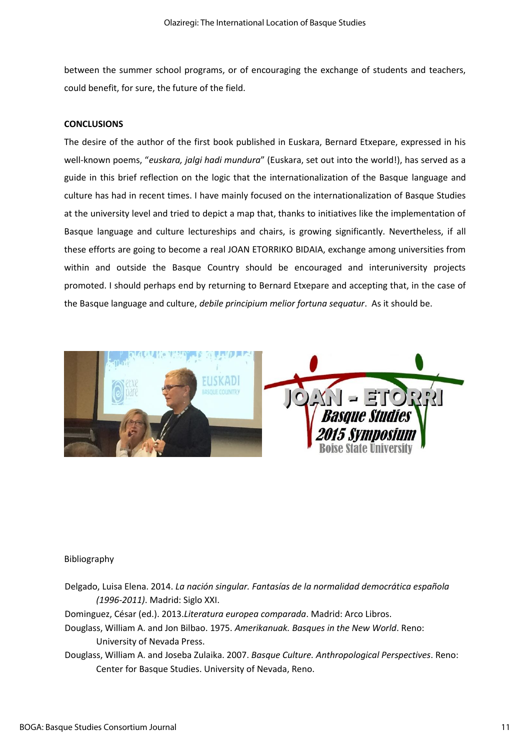between the summer school programs, or of encouraging the exchange of students and teachers, could benefit, for sure, the future of the field.

## CONCLUSIONS

The desire of the author of the first book published in Euskara, Bernard Etxepare, expressed in his well-known poems, "*euskara, jalgi hadi mundura*" (Euskara, set out into the world!), has served as a guide in this brief reflection on the logic that the internationalization of the Basque language and culture has had in recent times. I have mainly focused on the internationalization of Basque Studies at the university level and tried to depict a map that, thanks to initiatives like the implementation of Basque language and culture lectureships and chairs, is growing significantly. Nevertheless, if all these efforts are going to become a real JOAN ETORRIKO BIDAIA, exchange among universities from within and outside the Basque Country should be encouraged and interuniversity projects promoted. I should perhaps end by returning to Bernard Etxepare and accepting that, in the case of the Basque language and culture, *debile principium melior fortuna sequatur*. As it should be.

Bibliography

Delgado, Luisa Elena. 2014. *La nación singular. Fantasías de la normalidad democrática española (1996-2011)*. Madrid: Siglo XXI.

Dominguez, César (ed.). 2013.*Literatura europea comparada*. Madrid: Arco Libros.

Douglass, William A. and Jon Bilbao. 1975. *Amerikanuak. Basques in the New World*. Reno: University of Nevada Press.

Douglass, William A. and Joseba Zulaika. 2007. *Basque Culture. Anthropological Perspectives*. Reno: Center for Basque Studies. University of Nevada, Reno.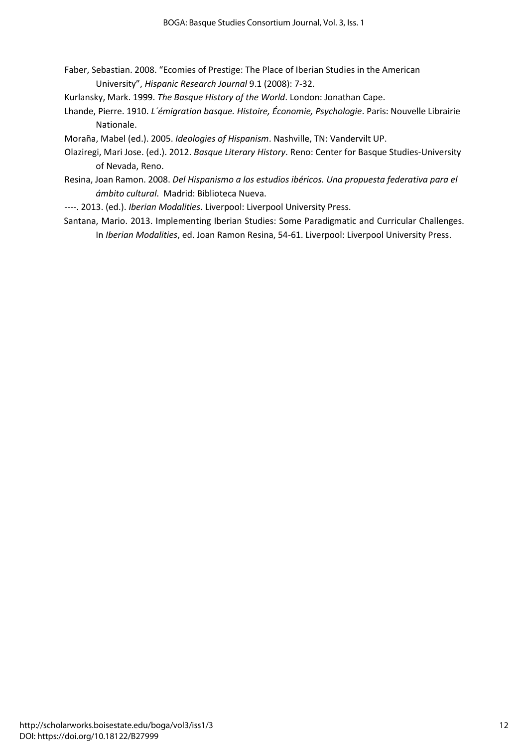Faber, Sebastian. 2008. "Ecomies of Prestige: The Place of Iberian Studies in the American University", *Hispanic Research Journal* 9.1 (2008): 7-32.

Kurlansky, Mark. 1999. *The Basque History of the World*. London: Jonathan Cape.

Lhande, Pierre. 1910. *L´émigration basque. Histoire, Économie, Psychologie*. Paris: Nouvelle Librairie Nationale.

Moraña, Mabel (ed.). 2005. *Ideologies of Hispanism*. Nashville, TN: Vandervilt UP.

Olaziregi, Mari Jose. (ed.). 2012. *Basque Literary History*. Reno: Center for Basque Studies-University of Nevada, Reno.

Resina, Joan Ramon. 2008. *Del Hispanismo a los estudios ibéricos. Una propuesta federativa para el ámbito cultural*. Madrid: Biblioteca Nueva.

----. 2013. (ed.). *Iberian Modalities*. Liverpool: Liverpool University Press.

Santana, Mario. 2013. Implementing Iberian Studies: Some Paradigmatic and Curricular Challenges. In *Iberian Modalities*, ed. Joan Ramon Resina, 54-61. Liverpool: Liverpool University Press.